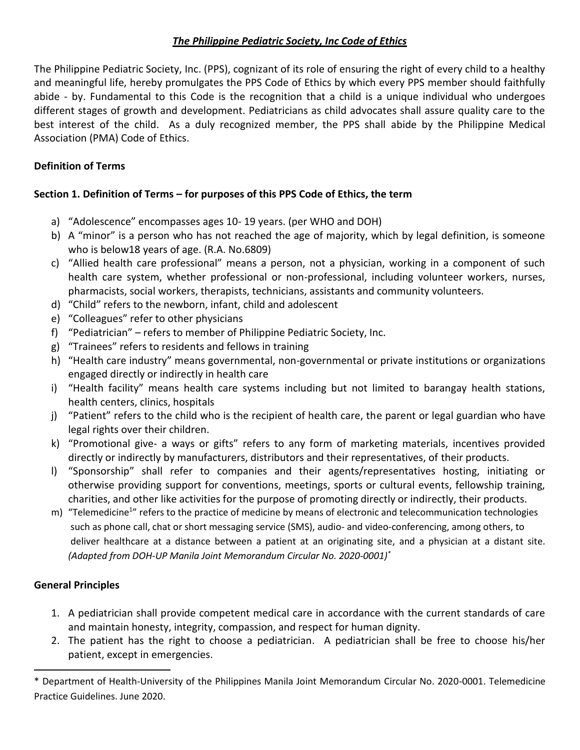# *The Philippine Pediatric Society, Inc Code of Ethics*

The Philippine Pediatric Society, Inc. (PPS), cognizant of its role of ensuring the right of every child to a healthy and meaningful life, hereby promulgates the PPS Code of Ethics by which every PPS member should faithfully abide - by. Fundamental to this Code is the recognition that a child is a unique individual who undergoes different stages of growth and development. Pediatricians as child advocates shall assure quality care to the best interest of the child. As a duly recognized member, the PPS shall abide by the Philippine Medical Association (PMA) Code of Ethics.

## Definition of Terms

### Section 1. Definition of Terms – for purposes of this PPS Code of Ethics, the term

a) "Adolescence" encompasses ages 10- 19 years. (per WHO and DOH)
b) A "minor" is a person who has not reached the age of majority, which by legal definition, is someone who is below18 years of age. (R.A. No.6809)
c) "Allied health care professional" means a person, not a physician, working in a component of such health care system, whether professional or non-professional, including volunteer workers, nurses, pharmacists, social workers, therapists, technicians, assistants and community volunteers.
d) "Child" refers to the newborn, infant, child and adolescent
e) "Colleagues" refer to other physicians
f) "Pediatrician" – refers to member of Philippine Pediatric Society, Inc.
g) "Trainees" refers to residents and fellows in training
h) "Health care industry" means governmental, non-governmental or private institutions or organizations engaged directly or indirectly in health care
i) "Health facility" means health care systems including but not limited to barangay health stations, health centers, clinics, hospitals
j) "Patient" refers to the child who is the recipient of health care, the parent or legal guardian who have legal rights over their children.
k) "Promotional give- a ways or gifts" refers to any form of marketing materials, incentives provided directly or indirectly by manufacturers, distributors and their representatives, of their products.
l) "Sponsorship" shall refer to companies and their agents/representatives hosting, initiating or otherwise providing support for conventions, meetings, sports or cultural events, fellowship training, charities, and other like activities for the purpose of promoting directly or indirectly, their products.
m) "Telemedicine[1]" refers to the practice of medicine by means of electronic and telecommunication technologies such as phone call, chat or short messaging service (SMS), audio- and video-conferencing, among others, to deliver healthcare at a distance between a patient at an originating site, and a physician at a distant site. *(Adapted from DOH-UP Manila Joint Memorandum Circular No. 2020-0001)\**

## General Principles

1. A pediatrician shall provide competent medical care in accordance with the current standards of care and maintain honesty, integrity, compassion, and respect for human dignity.
2. The patient has the right to choose a pediatrician. A pediatrician shall be free to choose his/her patient, except in emergencies.

---

\* Department of Health-University of the Philippines Manila Joint Memorandum Circular No. 2020-0001. Telemedicine Practice Guidelines. June 2020.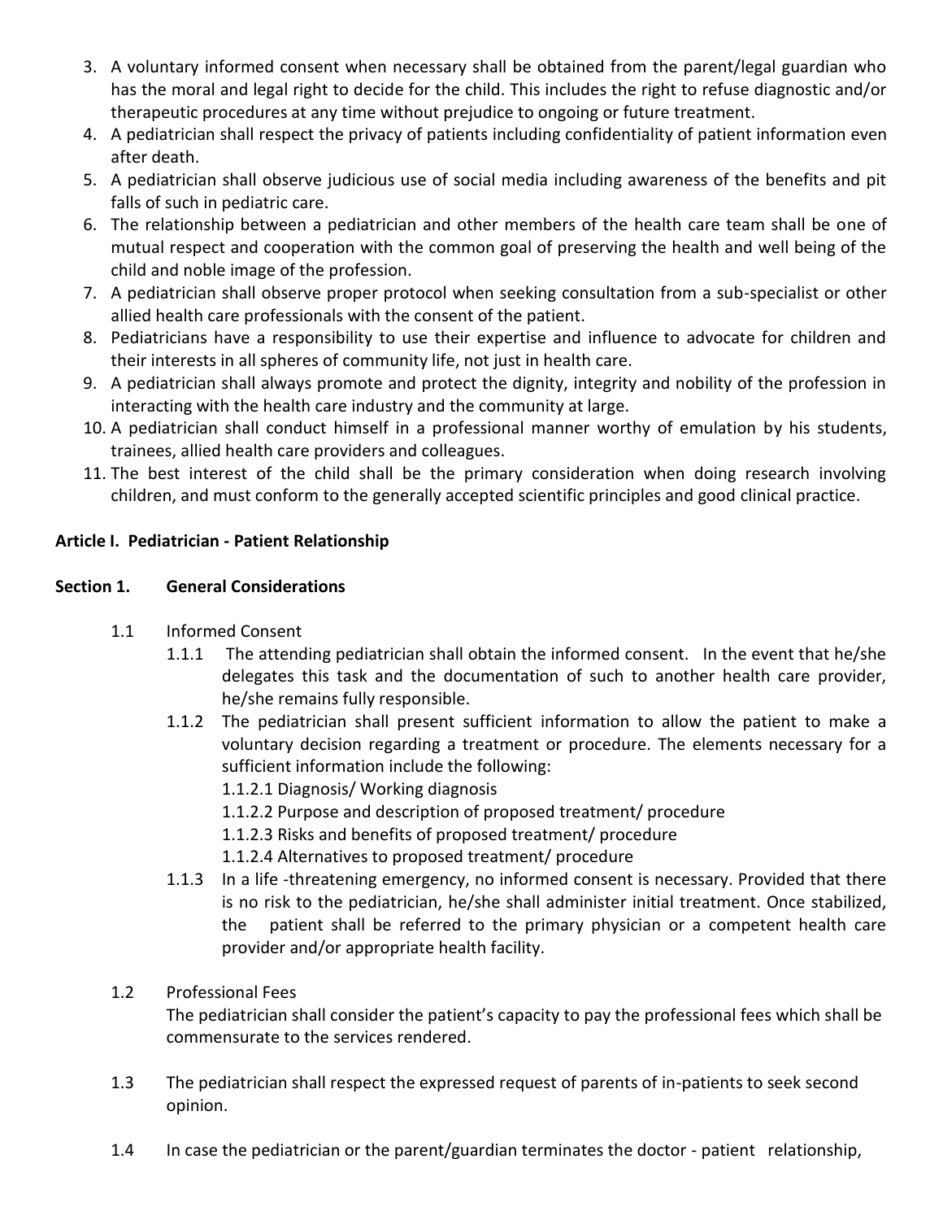3. A voluntary informed consent when necessary shall be obtained from the parent/legal guardian who has the moral and legal right to decide for the child. This includes the right to refuse diagnostic and/or therapeutic procedures at any time without prejudice to ongoing or future treatment.
4. A pediatrician shall respect the privacy of patients including confidentiality of patient information even after death.
5. A pediatrician shall observe judicious use of social media including awareness of the benefits and pit falls of such in pediatric care.
6. The relationship between a pediatrician and other members of the health care team shall be one of mutual respect and cooperation with the common goal of preserving the health and well being of the child and noble image of the profession.
7. A pediatrician shall observe proper protocol when seeking consultation from a sub-specialist or other allied health care professionals with the consent of the patient.
8. Pediatricians have a responsibility to use their expertise and influence to advocate for children and their interests in all spheres of community life, not just in health care.
9. A pediatrician shall always promote and protect the dignity, integrity and nobility of the profession in interacting with the health care industry and the community at large.
10. A pediatrician shall conduct himself in a professional manner worthy of emulation by his students, trainees, allied health care providers and colleagues.
11. The best interest of the child shall be the primary consideration when doing research involving children, and must conform to the generally accepted scientific principles and good clinical practice.

**Article I. Pediatrician - Patient Relationship**

**Section 1. General Considerations**

1.1 Informed Consent

1.1.1 The attending pediatrician shall obtain the informed consent. In the event that he/she delegates this task and the documentation of such to another health care provider, he/she remains fully responsible.

1.1.2 The pediatrician shall present sufficient information to allow the patient to make a voluntary decision regarding a treatment or procedure. The elements necessary for a sufficient information include the following:

1.1.2.1 Diagnosis/ Working diagnosis

1.1.2.2 Purpose and description of proposed treatment/ procedure

1.1.2.3 Risks and benefits of proposed treatment/ procedure

1.1.2.4 Alternatives to proposed treatment/ procedure

1.1.3 In a life -threatening emergency, no informed consent is necessary. Provided that there is no risk to the pediatrician, he/she shall administer initial treatment. Once stabilized, the patient shall be referred to the primary physician or a competent health care provider and/or appropriate health facility.

1.2 Professional Fees

The pediatrician shall consider the patient's capacity to pay the professional fees which shall be commensurate to the services rendered.

1.3 The pediatrician shall respect the expressed request of parents of in-patients to seek second opinion.

1.4 In case the pediatrician or the parent/guardian terminates the doctor - patient relationship,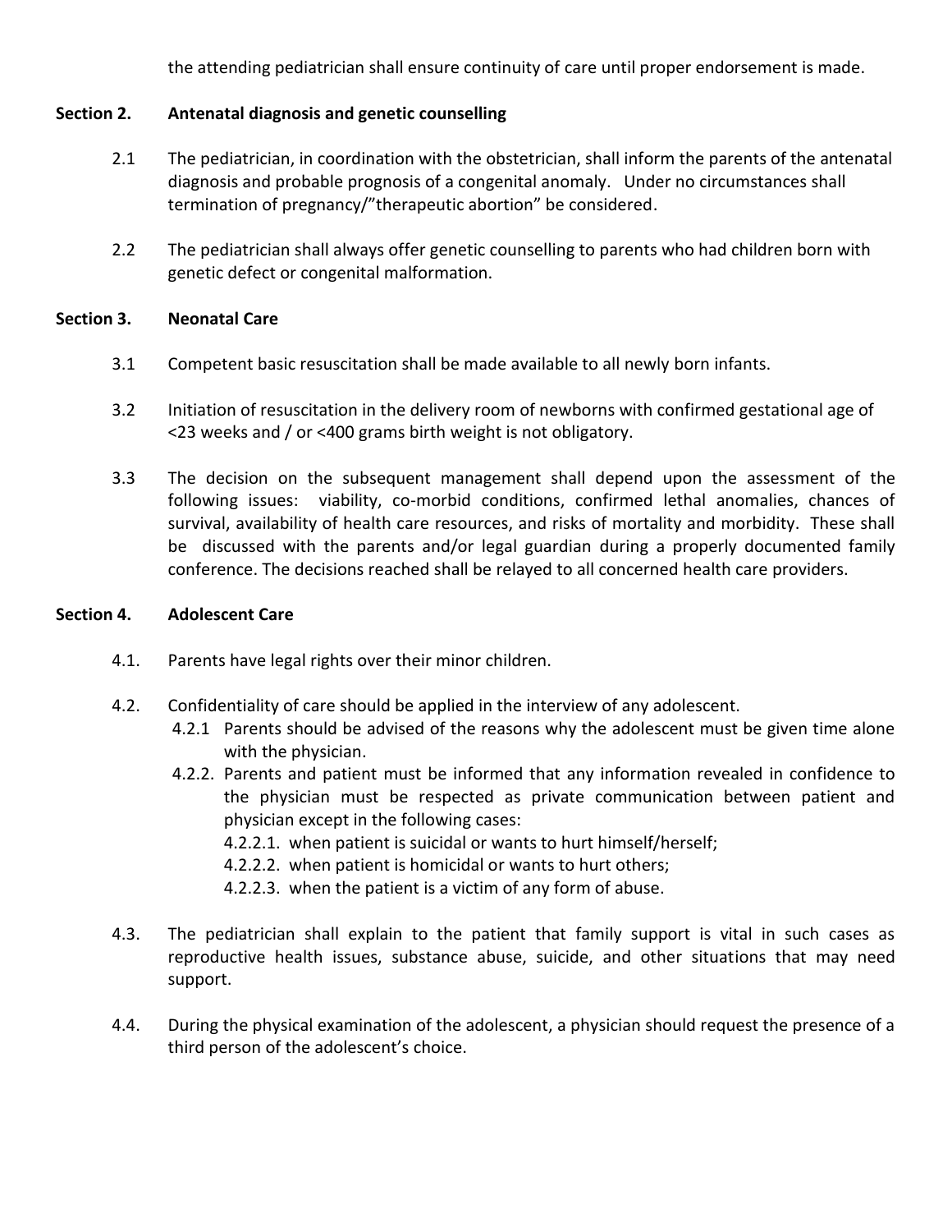the attending pediatrician shall ensure continuity of care until proper endorsement is made.

**Section 2. Antenatal diagnosis and genetic counselling**

2.1 The pediatrician, in coordination with the obstetrician, shall inform the parents of the antenatal diagnosis and probable prognosis of a congenital anomaly. Under no circumstances shall termination of pregnancy/"therapeutic abortion" be considered.

2.2 The pediatrician shall always offer genetic counselling to parents who had children born with genetic defect or congenital malformation.

**Section 3. Neonatal Care**

3.1 Competent basic resuscitation shall be made available to all newly born infants.

3.2 Initiation of resuscitation in the delivery room of newborns with confirmed gestational age of <23 weeks and / or <400 grams birth weight is not obligatory.

3.3 The decision on the subsequent management shall depend upon the assessment of the following issues: viability, co-morbid conditions, confirmed lethal anomalies, chances of survival, availability of health care resources, and risks of mortality and morbidity. These shall be discussed with the parents and/or legal guardian during a properly documented family conference. The decisions reached shall be relayed to all concerned health care providers.

**Section 4. Adolescent Care**

4.1. Parents have legal rights over their minor children.

4.2. Confidentiality of care should be applied in the interview of any adolescent.

4.2.1 Parents should be advised of the reasons why the adolescent must be given time alone with the physician.

4.2.2. Parents and patient must be informed that any information revealed in confidence to the physician must be respected as private communication between patient and physician except in the following cases:

4.2.2.1. when patient is suicidal or wants to hurt himself/herself;

4.2.2.2. when patient is homicidal or wants to hurt others;

4.2.2.3. when the patient is a victim of any form of abuse.

4.3. The pediatrician shall explain to the patient that family support is vital in such cases as reproductive health issues, substance abuse, suicide, and other situations that may need support.

4.4. During the physical examination of the adolescent, a physician should request the presence of a third person of the adolescent's choice.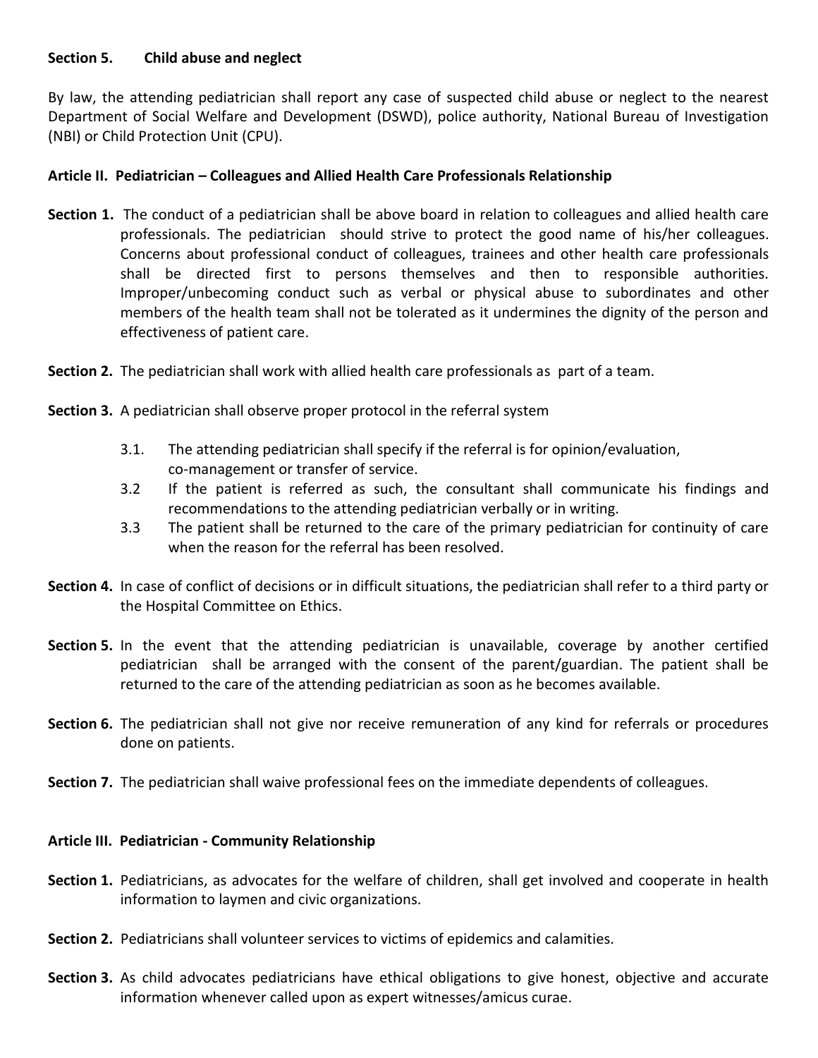**Section 5. Child abuse and neglect**

By law, the attending pediatrician shall report any case of suspected child abuse or neglect to the nearest Department of Social Welfare and Development (DSWD), police authority, National Bureau of Investigation (NBI) or Child Protection Unit (CPU).

## Article II. Pediatrician – Colleagues and Allied Health Care Professionals Relationship

**Section 1.** The conduct of a pediatrician shall be above board in relation to colleagues and allied health care professionals. The pediatrician should strive to protect the good name of his/her colleagues. Concerns about professional conduct of colleagues, trainees and other health care professionals shall be directed first to persons themselves and then to responsible authorities. Improper/unbecoming conduct such as verbal or physical abuse to subordinates and other members of the health team shall not be tolerated as it undermines the dignity of the person and effectiveness of patient care.

**Section 2.** The pediatrician shall work with allied health care professionals as part of a team.

**Section 3.** A pediatrician shall observe proper protocol in the referral system

- 3.1. The attending pediatrician shall specify if the referral is for opinion/evaluation, co-management or transfer of service.
- 3.2 If the patient is referred as such, the consultant shall communicate his findings and recommendations to the attending pediatrician verbally or in writing.
- 3.3 The patient shall be returned to the care of the primary pediatrician for continuity of care when the reason for the referral has been resolved.

**Section 4.** In case of conflict of decisions or in difficult situations, the pediatrician shall refer to a third party or the Hospital Committee on Ethics.

**Section 5.** In the event that the attending pediatrician is unavailable, coverage by another certified pediatrician shall be arranged with the consent of the parent/guardian. The patient shall be returned to the care of the attending pediatrician as soon as he becomes available.

**Section 6.** The pediatrician shall not give nor receive remuneration of any kind for referrals or procedures done on patients.

**Section 7.** The pediatrician shall waive professional fees on the immediate dependents of colleagues.

## Article III. Pediatrician - Community Relationship

**Section 1.** Pediatricians, as advocates for the welfare of children, shall get involved and cooperate in health information to laymen and civic organizations.

**Section 2.** Pediatricians shall volunteer services to victims of epidemics and calamities.

**Section 3.** As child advocates pediatricians have ethical obligations to give honest, objective and accurate information whenever called upon as expert witnesses/amicus curae.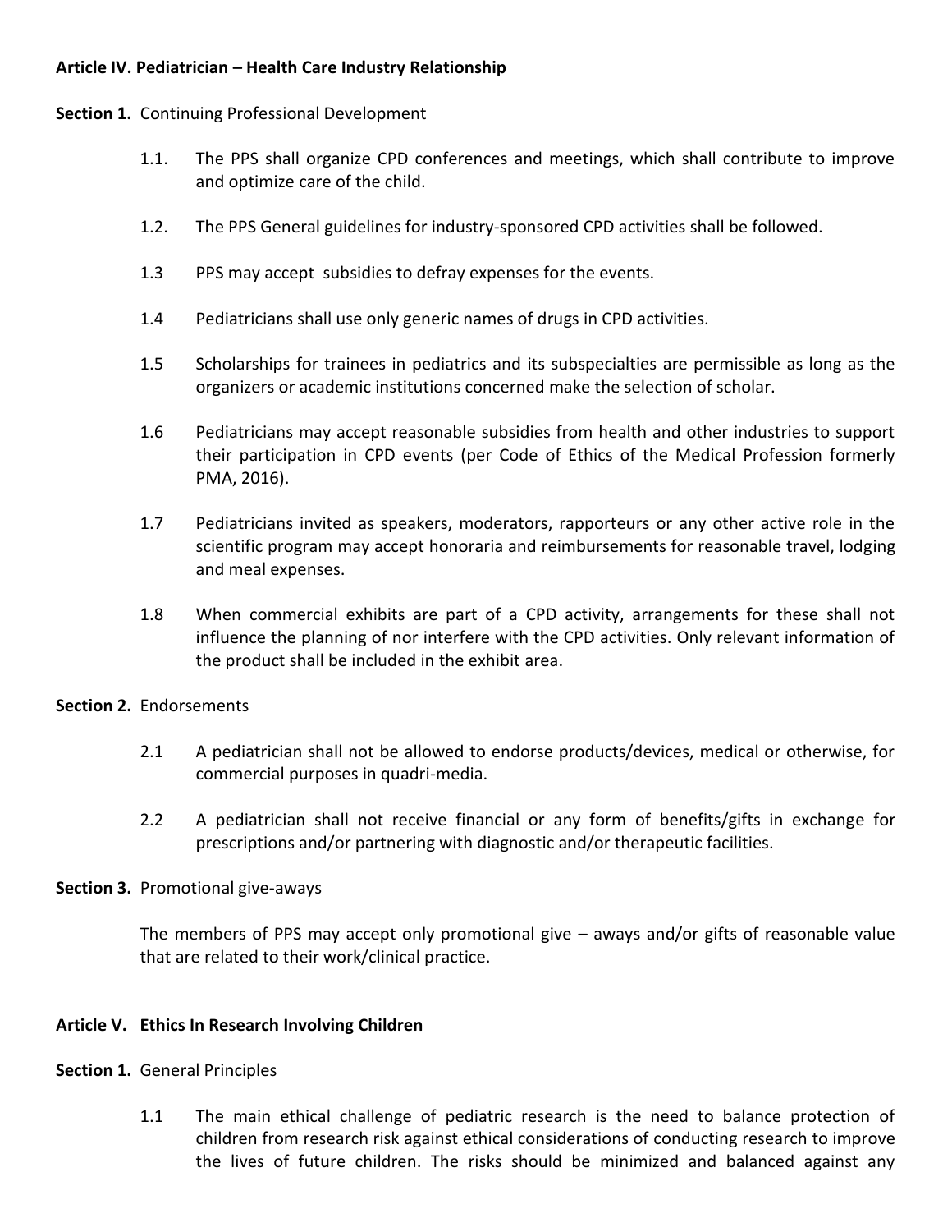**Article IV. Pediatrician – Health Care Industry Relationship**

**Section 1.** Continuing Professional Development

1.1. The PPS shall organize CPD conferences and meetings, which shall contribute to improve and optimize care of the child.

1.2. The PPS General guidelines for industry-sponsored CPD activities shall be followed.

1.3 PPS may accept subsidies to defray expenses for the events.

1.4 Pediatricians shall use only generic names of drugs in CPD activities.

1.5 Scholarships for trainees in pediatrics and its subspecialties are permissible as long as the organizers or academic institutions concerned make the selection of scholar.

1.6 Pediatricians may accept reasonable subsidies from health and other industries to support their participation in CPD events (per Code of Ethics of the Medical Profession formerly PMA, 2016).

1.7 Pediatricians invited as speakers, moderators, rapporteurs or any other active role in the scientific program may accept honoraria and reimbursements for reasonable travel, lodging and meal expenses.

1.8 When commercial exhibits are part of a CPD activity, arrangements for these shall not influence the planning of nor interfere with the CPD activities. Only relevant information of the product shall be included in the exhibit area.

**Section 2.** Endorsements

2.1 A pediatrician shall not be allowed to endorse products/devices, medical or otherwise, for commercial purposes in quadri-media.

2.2 A pediatrician shall not receive financial or any form of benefits/gifts in exchange for prescriptions and/or partnering with diagnostic and/or therapeutic facilities.

**Section 3.** Promotional give-aways

The members of PPS may accept only promotional give – aways and/or gifts of reasonable value that are related to their work/clinical practice.

**Article V. Ethics In Research Involving Children**

**Section 1.** General Principles

1.1 The main ethical challenge of pediatric research is the need to balance protection of children from research risk against ethical considerations of conducting research to improve the lives of future children. The risks should be minimized and balanced against any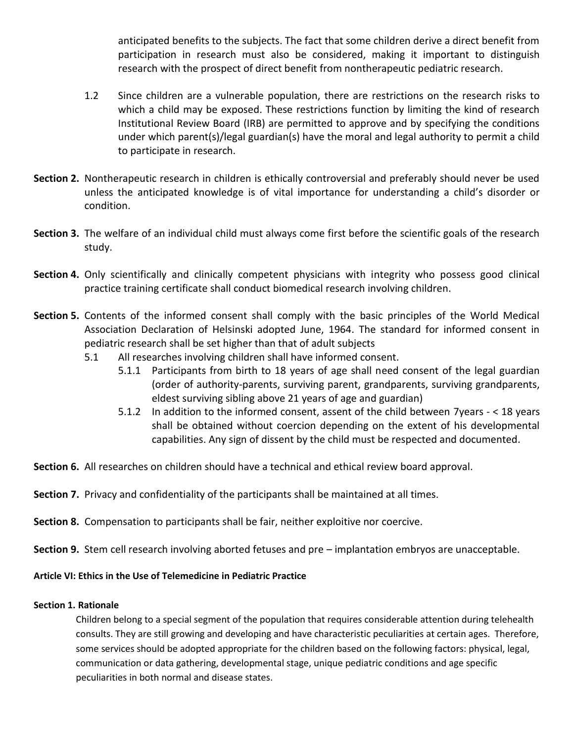anticipated benefits to the subjects. The fact that some children derive a direct benefit from participation in research must also be considered, making it important to distinguish research with the prospect of direct benefit from nontherapeutic pediatric research.

1.2 Since children are a vulnerable population, there are restrictions on the research risks to which a child may be exposed. These restrictions function by limiting the kind of research Institutional Review Board (IRB) are permitted to approve and by specifying the conditions under which parent(s)/legal guardian(s) have the moral and legal authority to permit a child to participate in research.

**Section 2.** Nontherapeutic research in children is ethically controversial and preferably should never be used unless the anticipated knowledge is of vital importance for understanding a child's disorder or condition.

**Section 3.** The welfare of an individual child must always come first before the scientific goals of the research study.

**Section 4.** Only scientifically and clinically competent physicians with integrity who possess good clinical practice training certificate shall conduct biomedical research involving children.

**Section 5.** Contents of the informed consent shall comply with the basic principles of the World Medical Association Declaration of Helsinski adopted June, 1964. The standard for informed consent in pediatric research shall be set higher than that of adult subjects

5.1 All researches involving children shall have informed consent.

5.1.1 Participants from birth to 18 years of age shall need consent of the legal guardian (order of authority-parents, surviving parent, grandparents, surviving grandparents, eldest surviving sibling above 21 years of age and guardian)

5.1.2 In addition to the informed consent, assent of the child between 7years - < 18 years shall be obtained without coercion depending on the extent of his developmental capabilities. Any sign of dissent by the child must be respected and documented.

**Section 6.** All researches on children should have a technical and ethical review board approval.

**Section 7.** Privacy and confidentiality of the participants shall be maintained at all times.

**Section 8.** Compensation to participants shall be fair, neither exploitive nor coercive.

**Section 9.** Stem cell research involving aborted fetuses and pre – implantation embryos are unacceptable.

### Article VI: Ethics in the Use of Telemedicine in Pediatric Practice

#### Section 1. Rationale

Children belong to a special segment of the population that requires considerable attention during telehealth consults. They are still growing and developing and have characteristic peculiarities at certain ages. Therefore, some services should be adopted appropriate for the children based on the following factors: physical, legal, communication or data gathering, developmental stage, unique pediatric conditions and age specific peculiarities in both normal and disease states.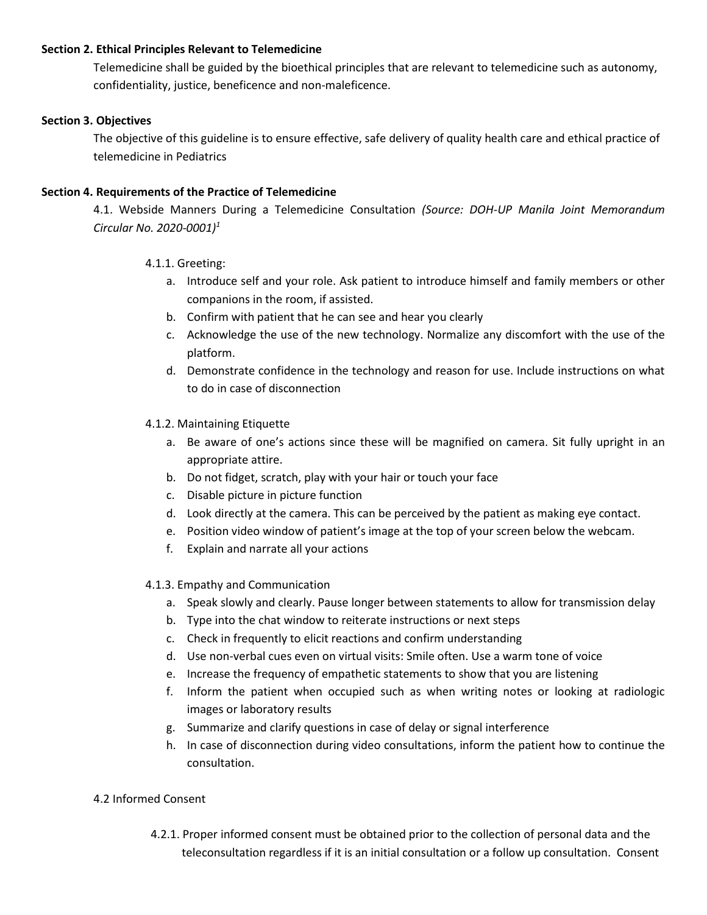**Section 2. Ethical Principles Relevant to Telemedicine**

Telemedicine shall be guided by the bioethical principles that are relevant to telemedicine such as autonomy, confidentiality, justice, beneficence and non-maleficence.

**Section 3. Objectives**

The objective of this guideline is to ensure effective, safe delivery of quality health care and ethical practice of telemedicine in Pediatrics

**Section 4. Requirements of the Practice of Telemedicine**

4.1. Webside Manners During a Telemedicine Consultation *(Source: DOH-UP Manila Joint Memorandum Circular No. 2020-0001)*[1]

4.1.1. Greeting:

a. Introduce self and your role. Ask patient to introduce himself and family members or other companions in the room, if assisted.
b. Confirm with patient that he can see and hear you clearly
c. Acknowledge the use of the new technology. Normalize any discomfort with the use of the platform.
d. Demonstrate confidence in the technology and reason for use. Include instructions on what to do in case of disconnection

4.1.2. Maintaining Etiquette

a. Be aware of one's actions since these will be magnified on camera. Sit fully upright in an appropriate attire.
b. Do not fidget, scratch, play with your hair or touch your face
c. Disable picture in picture function
d. Look directly at the camera. This can be perceived by the patient as making eye contact.
e. Position video window of patient's image at the top of your screen below the webcam.
f. Explain and narrate all your actions

4.1.3. Empathy and Communication

a. Speak slowly and clearly. Pause longer between statements to allow for transmission delay
b. Type into the chat window to reiterate instructions or next steps
c. Check in frequently to elicit reactions and confirm understanding
d. Use non-verbal cues even on virtual visits: Smile often. Use a warm tone of voice
e. Increase the frequency of empathetic statements to show that you are listening
f. Inform the patient when occupied such as when writing notes or looking at radiologic images or laboratory results
g. Summarize and clarify questions in case of delay or signal interference
h. In case of disconnection during video consultations, inform the patient how to continue the consultation.

4.2 Informed Consent

4.2.1. Proper informed consent must be obtained prior to the collection of personal data and the teleconsultation regardless if it is an initial consultation or a follow up consultation. Consent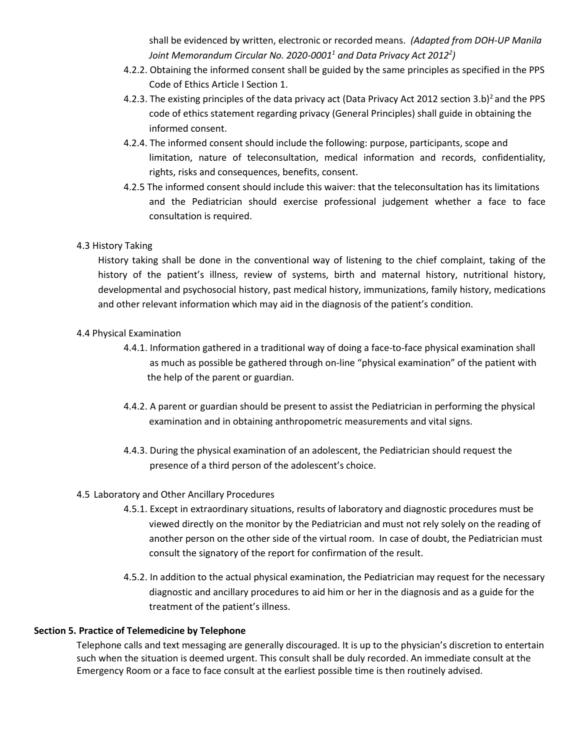shall be evidenced by written, electronic or recorded means. *(Adapted from DOH-UP Manila Joint Memorandum Circular No. 2020-0001[1] and Data Privacy Act 2012[2])*

4.2.2. Obtaining the informed consent shall be guided by the same principles as specified in the PPS Code of Ethics Article I Section 1.

4.2.3. The existing principles of the data privacy act (Data Privacy Act 2012 section 3.b)[2] and the PPS code of ethics statement regarding privacy (General Principles) shall guide in obtaining the informed consent.

4.2.4. The informed consent should include the following: purpose, participants, scope and limitation, nature of teleconsultation, medical information and records, confidentiality, rights, risks and consequences, benefits, consent.

4.2.5 The informed consent should include this waiver: that the teleconsultation has its limitations and the Pediatrician should exercise professional judgement whether a face to face consultation is required.

4.3 History Taking

History taking shall be done in the conventional way of listening to the chief complaint, taking of the history of the patient's illness, review of systems, birth and maternal history, nutritional history, developmental and psychosocial history, past medical history, immunizations, family history, medications and other relevant information which may aid in the diagnosis of the patient's condition.

4.4 Physical Examination

4.4.1. Information gathered in a traditional way of doing a face-to-face physical examination shall as much as possible be gathered through on-line "physical examination" of the patient with the help of the parent or guardian.

4.4.2. A parent or guardian should be present to assist the Pediatrician in performing the physical examination and in obtaining anthropometric measurements and vital signs.

4.4.3. During the physical examination of an adolescent, the Pediatrician should request the presence of a third person of the adolescent's choice.

4.5 Laboratory and Other Ancillary Procedures

4.5.1. Except in extraordinary situations, results of laboratory and diagnostic procedures must be viewed directly on the monitor by the Pediatrician and must not rely solely on the reading of another person on the other side of the virtual room. In case of doubt, the Pediatrician must consult the signatory of the report for confirmation of the result.

4.5.2. In addition to the actual physical examination, the Pediatrician may request for the necessary diagnostic and ancillary procedures to aid him or her in the diagnosis and as a guide for the treatment of the patient's illness.

**Section 5. Practice of Telemedicine by Telephone**

Telephone calls and text messaging are generally discouraged. It is up to the physician's discretion to entertain such when the situation is deemed urgent. This consult shall be duly recorded. An immediate consult at the Emergency Room or a face to face consult at the earliest possible time is then routinely advised.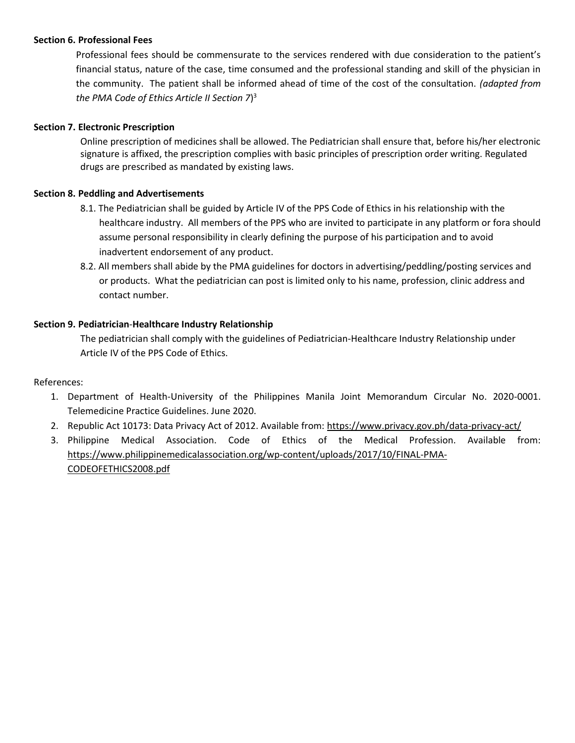**Section 6. Professional Fees**

Professional fees should be commensurate to the services rendered with due consideration to the patient's financial status, nature of the case, time consumed and the professional standing and skill of the physician in the community. The patient shall be informed ahead of time of the cost of the consultation. *(adapted from the PMA Code of Ethics Article II Section 7)*[3]

**Section 7. Electronic Prescription**

Online prescription of medicines shall be allowed. The Pediatrician shall ensure that, before his/her electronic signature is affixed, the prescription complies with basic principles of prescription order writing. Regulated drugs are prescribed as mandated by existing laws.

**Section 8. Peddling and Advertisements**

8.1. The Pediatrician shall be guided by Article IV of the PPS Code of Ethics in his relationship with the healthcare industry. All members of the PPS who are invited to participate in any platform or fora should assume personal responsibility in clearly defining the purpose of his participation and to avoid inadvertent endorsement of any product.

8.2. All members shall abide by the PMA guidelines for doctors in advertising/peddling/posting services and or products. What the pediatrician can post is limited only to his name, profession, clinic address and contact number.

**Section 9. Pediatrician-Healthcare Industry Relationship**

The pediatrician shall comply with the guidelines of Pediatrician-Healthcare Industry Relationship under Article IV of the PPS Code of Ethics.

References:

1. Department of Health-University of the Philippines Manila Joint Memorandum Circular No. 2020-0001. Telemedicine Practice Guidelines. June 2020.
2. Republic Act 10173: Data Privacy Act of 2012. Available from: https://www.privacy.gov.ph/data-privacy-act/
3. Philippine Medical Association. Code of Ethics of the Medical Profession. Available from: https://www.philippinemedicalassociation.org/wp-content/uploads/2017/10/FINAL-PMA-CODEOFETHICS2008.pdf